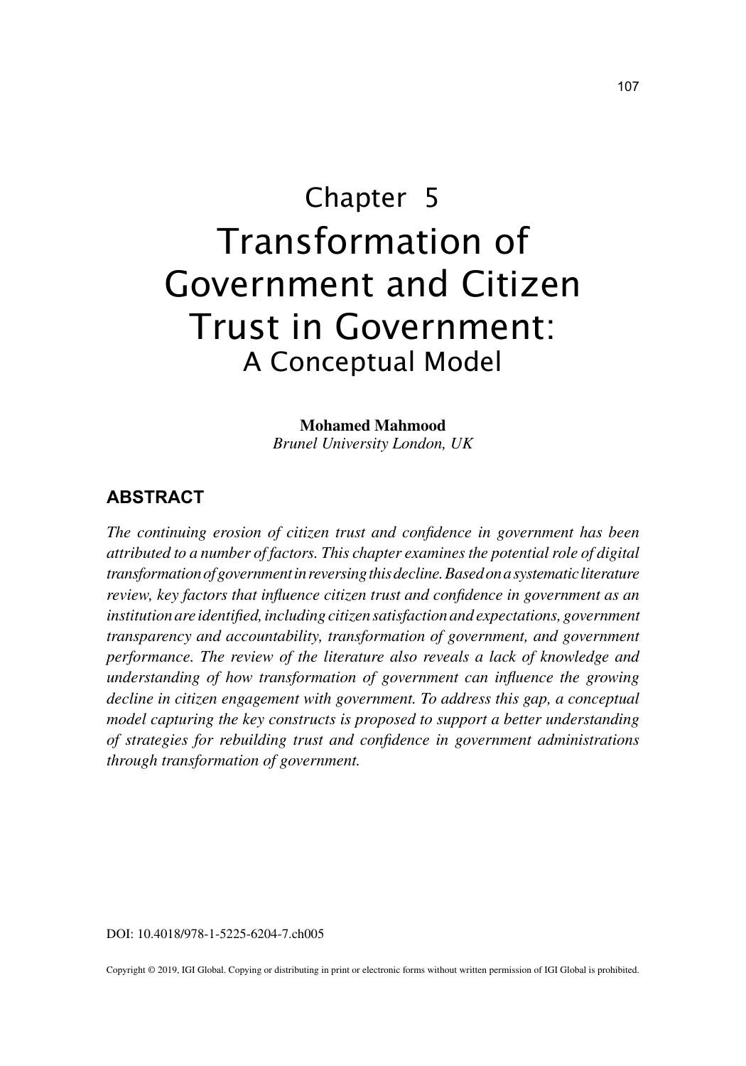Chapter 5

# Transformation of Government and Citizen Trust in Government: A Conceptual Model

**Mohamed Mahmood**
*Brunel University London, UK*

## ABSTRACT

*The continuing erosion of citizen trust and confidence in government has been attributed to a number of factors. This chapter examines the potential role of digital transformation of government in reversing this decline. Based on a systematic literature review, key factors that influence citizen trust and confidence in government as an institution are identified, including citizen satisfaction and expectations, government transparency and accountability, transformation of government, and government performance. The review of the literature also reveals a lack of knowledge and understanding of how transformation of government can influence the growing decline in citizen engagement with government. To address this gap, a conceptual model capturing the key constructs is proposed to support a better understanding of strategies for rebuilding trust and confidence in government administrations through transformation of government.*

DOI: 10.4018/978-1-5225-6204-7.ch005

Copyright © 2019, IGI Global. Copying or distributing in print or electronic forms without written permission of IGI Global is prohibited.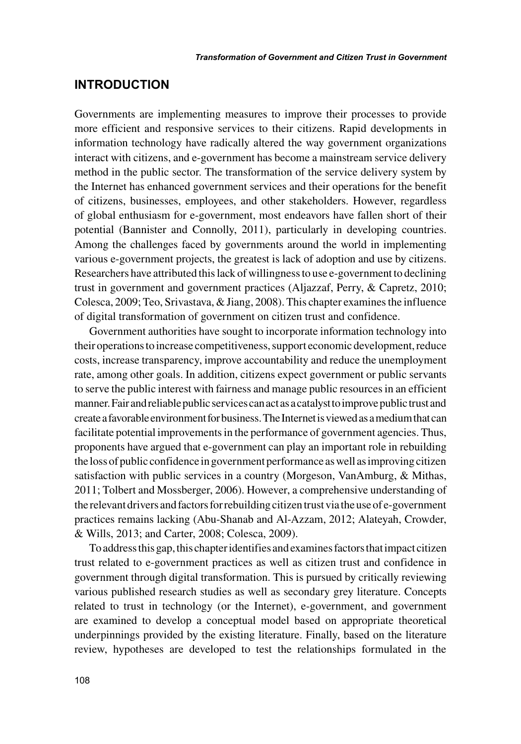## INTRODUCTION

Governments are implementing measures to improve their processes to provide more efficient and responsive services to their citizens. Rapid developments in information technology have radically altered the way government organizations interact with citizens, and e-government has become a mainstream service delivery method in the public sector. The transformation of the service delivery system by the Internet has enhanced government services and their operations for the benefit of citizens, businesses, employees, and other stakeholders. However, regardless of global enthusiasm for e-government, most endeavors have fallen short of their potential (Bannister and Connolly, 2011), particularly in developing countries. Among the challenges faced by governments around the world in implementing various e-government projects, the greatest is lack of adoption and use by citizens. Researchers have attributed this lack of willingness to use e-government to declining trust in government and government practices (Aljazzaf, Perry, & Capretz, 2010; Colesca, 2009; Teo, Srivastava, & Jiang, 2008). This chapter examines the influence of digital transformation of government on citizen trust and confidence.

Government authorities have sought to incorporate information technology into their operations to increase competitiveness, support economic development, reduce costs, increase transparency, improve accountability and reduce the unemployment rate, among other goals. In addition, citizens expect government or public servants to serve the public interest with fairness and manage public resources in an efficient manner. Fair and reliable public services can act as a catalyst to improve public trust and create a favorable environment for business. The Internet is viewed as a medium that can facilitate potential improvements in the performance of government agencies. Thus, proponents have argued that e-government can play an important role in rebuilding the loss of public confidence in government performance as well as improving citizen satisfaction with public services in a country (Morgeson, VanAmburg, & Mithas, 2011; Tolbert and Mossberger, 2006). However, a comprehensive understanding of the relevant drivers and factors for rebuilding citizen trust via the use of e-government practices remains lacking (Abu-Shanab and Al-Azzam, 2012; Alateyah, Crowder, & Wills, 2013; and Carter, 2008; Colesca, 2009).

To address this gap, this chapter identifies and examines factors that impact citizen trust related to e-government practices as well as citizen trust and confidence in government through digital transformation. This is pursued by critically reviewing various published research studies as well as secondary grey literature. Concepts related to trust in technology (or the Internet), e-government, and government are examined to develop a conceptual model based on appropriate theoretical underpinnings provided by the existing literature. Finally, based on the literature review, hypotheses are developed to test the relationships formulated in the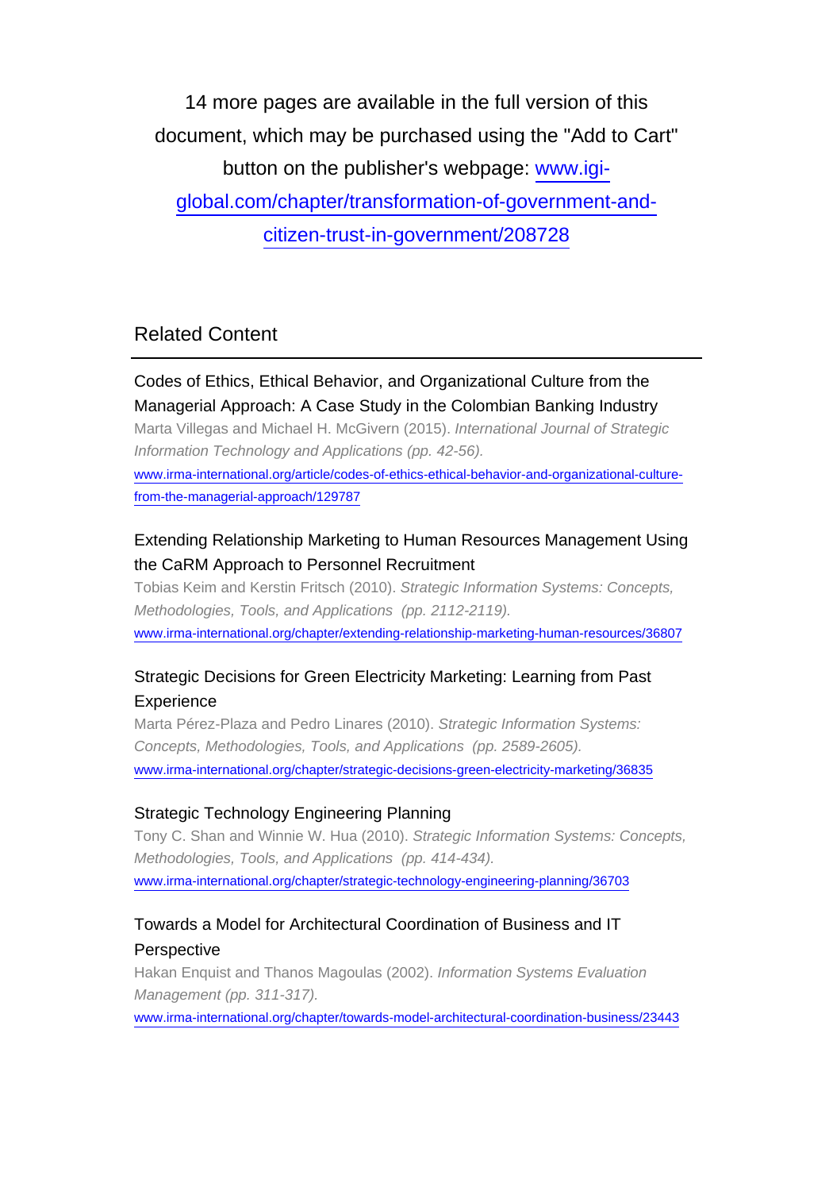14 more pages are available in the full version of this document, which may be purchased using the "Add to Cart" button on the publisher's webpage: [www.igi-global.com/chapter/transformation-of-government-and-citizen-trust-in-government/208728](www.igi-global.com/chapter/transformation-of-government-and-citizen-trust-in-government/208728)

## Related Content

### Codes of Ethics, Ethical Behavior, and Organizational Culture from the Managerial Approach: A Case Study in the Colombian Banking Industry

Marta Villegas and Michael H. McGivern (2015). *International Journal of Strategic Information Technology and Applications (pp. 42-56).*

[www.irma-international.org/article/codes-of-ethics-ethical-behavior-and-organizational-culture-from-the-managerial-approach/129787](www.irma-international.org/article/codes-of-ethics-ethical-behavior-and-organizational-culture-from-the-managerial-approach/129787)

### Extending Relationship Marketing to Human Resources Management Using the CaRM Approach to Personnel Recruitment

Tobias Keim and Kerstin Fritsch (2010). *Strategic Information Systems: Concepts, Methodologies, Tools, and Applications (pp. 2112-2119).*

[www.irma-international.org/chapter/extending-relationship-marketing-human-resources/36807](www.irma-international.org/chapter/extending-relationship-marketing-human-resources/36807)

### Strategic Decisions for Green Electricity Marketing: Learning from Past Experience

Marta Pérez-Plaza and Pedro Linares (2010). *Strategic Information Systems: Concepts, Methodologies, Tools, and Applications (pp. 2589-2605).*

[www.irma-international.org/chapter/strategic-decisions-green-electricity-marketing/36835](www.irma-international.org/chapter/strategic-decisions-green-electricity-marketing/36835)

### Strategic Technology Engineering Planning

Tony C. Shan and Winnie W. Hua (2010). *Strategic Information Systems: Concepts, Methodologies, Tools, and Applications (pp. 414-434).*

[www.irma-international.org/chapter/strategic-technology-engineering-planning/36703](www.irma-international.org/chapter/strategic-technology-engineering-planning/36703)

### Towards a Model for Architectural Coordination of Business and IT Perspective

Hakan Enquist and Thanos Magoulas (2002). *Information Systems Evaluation Management (pp. 311-317).*

[www.irma-international.org/chapter/towards-model-architectural-coordination-business/23443](www.irma-international.org/chapter/towards-model-architectural-coordination-business/23443)